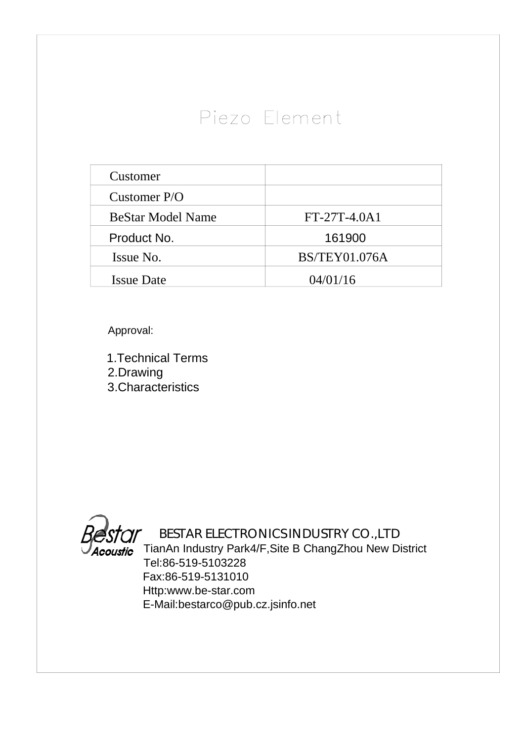# Piezo Element

| Customer | |
|---|---|
| Customer P/O | |
| BeStar Model Name | FT-27T-4.0A1 |
| Product No. | 161900 |
| Issue No. | BS/TEY01.076A |
| Issue Date | 04/01/16 |

Approval:

1.Technical Terms
2.Drawing
3.Characteristics

Bestar Acoustic

BESTAR ELECTRONICS INDUSTRY CO.,LTD
TianAn Industry Park4/F,Site B ChangZhou New District
Tel:86-519-5103228
Fax:86-519-5131010
Http:www.be-star.com
E-Mail:bestarco@pub.cz.jsinfo.net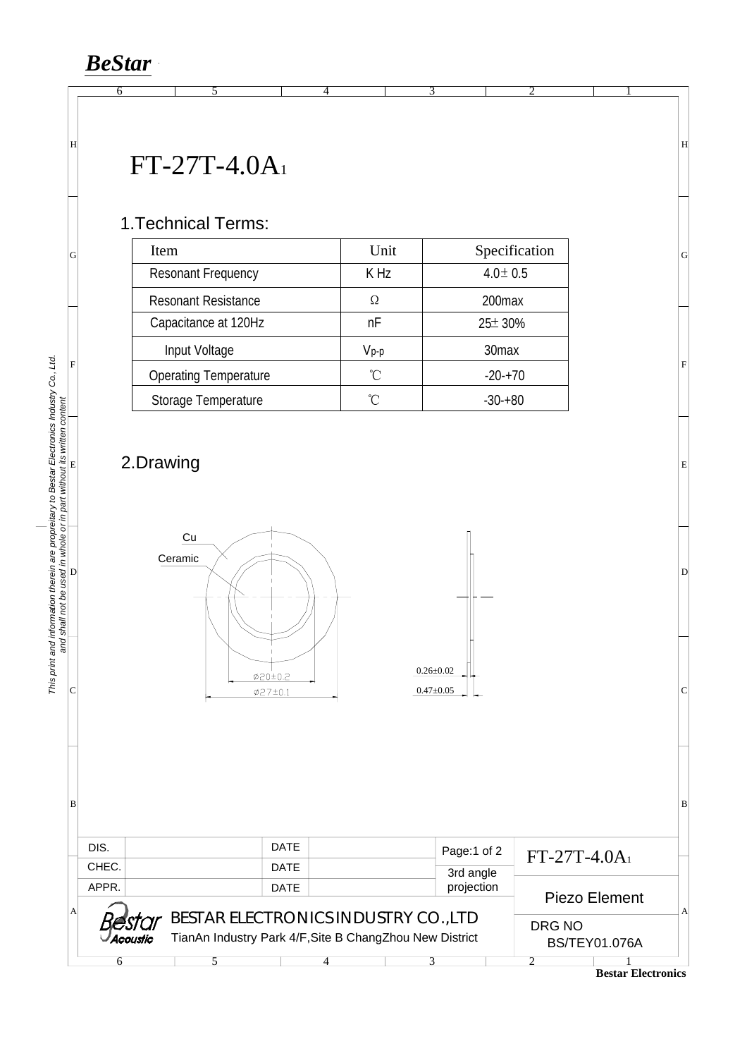# FT-27T-4.0A1

## 1.Technical Terms:

| Item | Unit | Specification |
|---|---|---|
| Resonant Frequency | K Hz | 4.0± 0.5 |
| Resonant Resistance | Ω | 200max |
| Capacitance at 120Hz | nF | 25± 30% |
| Input Voltage | $V_{p-p}$ | 30max |
| Operating Temperature | ℃ | -20-+70 |
| Storage Temperature | ℃ | -30-+80 |

## 2.Drawing

Cu

Ceramic

Ø20±0.2

Ø27±0.1

0.26±0.02

0.47±0.05

| DIS. | | DATE | | Page:1 of 2 | FT-27T-4.0A1 |
|---|---|---|---|---|---|
| CHEC. | | DATE | | 3rd angle projection | Piezo Element |
| APPR. | | DATE | | | |

BESTAR ELECTRONICS INDUSTRY CO.,LTD

TianAn Industry Park 4/F,Site B ChangZhou New District

DRG NO BS/TEY01.076A

This print and information therein are proprietary to Bestar Electronics Industry Co, Ltd. and shall not be used in whole or in part without its written content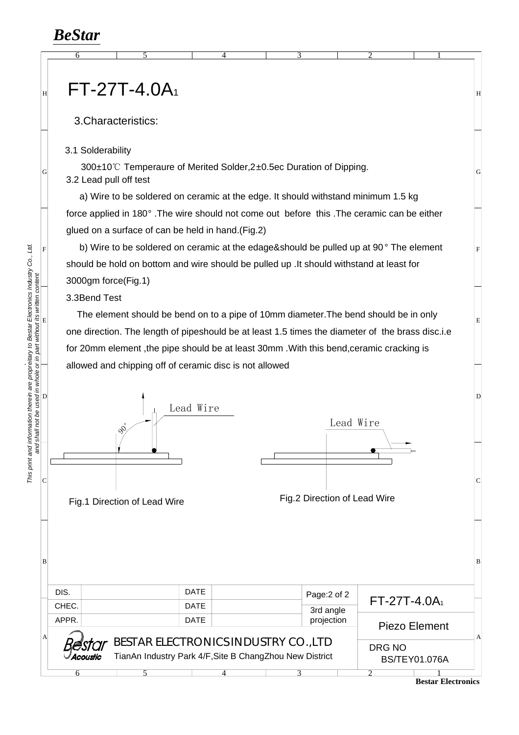# FT-27T-4.0A1

## 3.Characteristics:

3.1 Solderability

300±10℃ Temperaure of Merited Solder,2±0.5ec Duration of Dipping.

3.2 Lead pull off test

a) Wire to be soldered on ceramic at the edge. It should withstand minimum 1.5 kg force applied in 180° .The wire should not come out before this .The ceramic can be either glued on a surface of can be held in hand.(Fig.2)

b) Wire to be soldered on ceramic at the edage&should be pulled up at 90° The element should be hold on bottom and wire should be pulled up .It should withstand at least for 3000gm force(Fig.1)

3.3Bend Test

The element should be bend on to a pipe of 10mm diameter.The bend should be in only one direction. The length of pipeshould be at least 1.5 times the diameter of the brass disc.i.e for 20mm element ,the pipe should be at least 30mm .With this bend,ceramic cracking is allowed and chipping off of ceramic disc is not allowed

Lead Wire

90°

Fig.1 Direction of Lead Wire

Lead Wire

Fig.2 Direction of Lead Wire

| | | | | | |
|---|---|---|---|---|---|
| DIS. | | DATE | | Page:2 of 2 | FT-27T-4.0A1 |
| CHEC. | | DATE | | 3rd angle projection | |
| APPR. | | DATE | | | Piezo Element |
| BESTAR ELECTRONICS INDUSTRY CO.,LTD TianAn Industry Park 4/F,Site B ChangZhou New District | | | | | DRG NO BS/TEY01.076A |

This print and information therein are propreitary to Bestar Electronics Industry Co., Ltd. and shall not be used in whole or in part without its written content